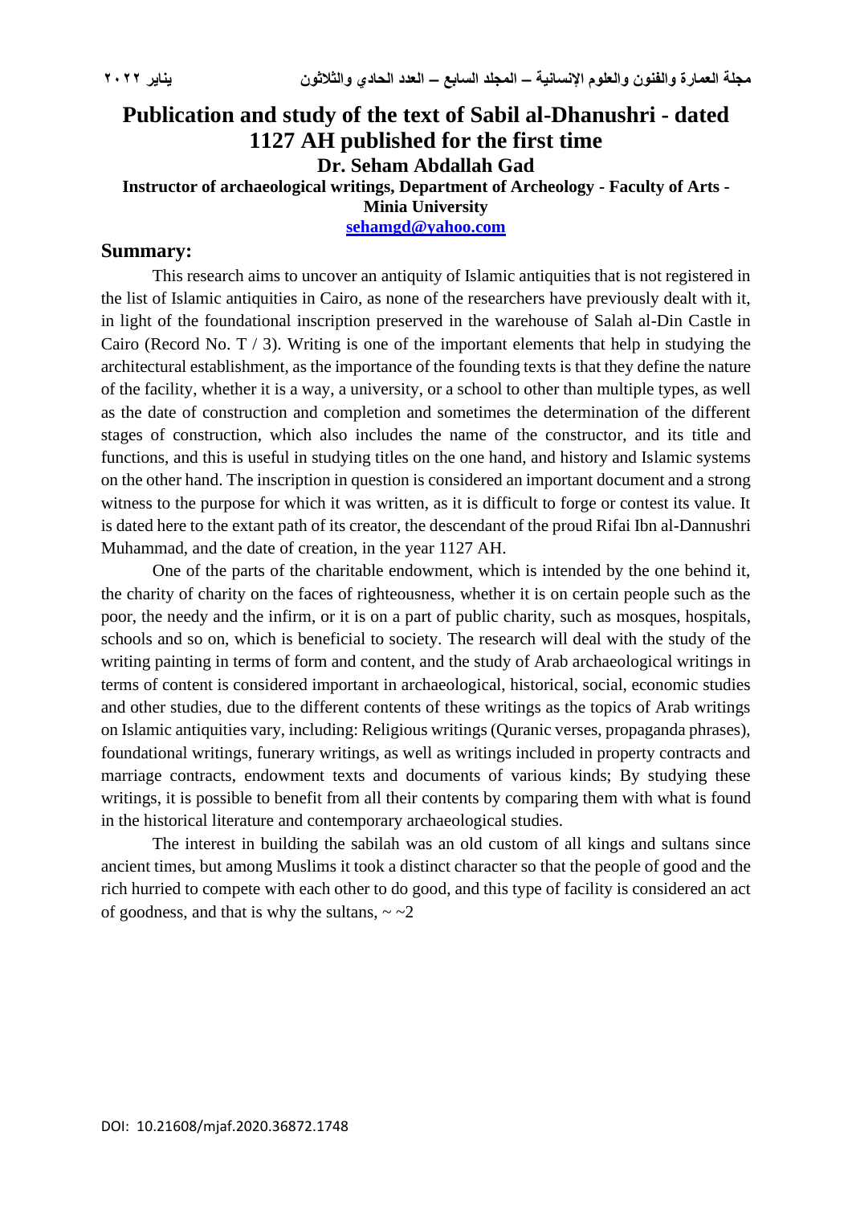# Publication and study of the text of Sabil al-Dhanushri - dated 1127 AH published for the first time

**Dr. Seham Abdallah Gad**

**Instructor of archaeological writings, Department of Archeology - Faculty of Arts - Minia University**

sehamgd@yahoo.com

## Summary:

This research aims to uncover an antiquity of Islamic antiquities that is not registered in the list of Islamic antiquities in Cairo, as none of the researchers have previously dealt with it, in light of the foundational inscription preserved in the warehouse of Salah al-Din Castle in Cairo (Record No. T / 3). Writing is one of the important elements that help in studying the architectural establishment, as the importance of the founding texts is that they define the nature of the facility, whether it is a way, a university, or a school to other than multiple types, as well as the date of construction and completion and sometimes the determination of the different stages of construction, which also includes the name of the constructor, and its title and functions, and this is useful in studying titles on the one hand, and history and Islamic systems on the other hand. The inscription in question is considered an important document and a strong witness to the purpose for which it was written, as it is difficult to forge or contest its value. It is dated here to the extant path of its creator, the descendant of the proud Rifai Ibn al-Dannushri Muhammad, and the date of creation, in the year 1127 AH.

One of the parts of the charitable endowment, which is intended by the one behind it, the charity of charity on the faces of righteousness, whether it is on certain people such as the poor, the needy and the infirm, or it is on a part of public charity, such as mosques, hospitals, schools and so on, which is beneficial to society. The research will deal with the study of the writing painting in terms of form and content, and the study of Arab archaeological writings in terms of content is considered important in archaeological, historical, social, economic studies and other studies, due to the different contents of these writings as the topics of Arab writings on Islamic antiquities vary, including: Religious writings (Quranic verses, propaganda phrases), foundational writings, funerary writings, as well as writings included in property contracts and marriage contracts, endowment texts and documents of various kinds; By studying these writings, it is possible to benefit from all their contents by comparing them with what is found in the historical literature and contemporary archaeological studies.

The interest in building the sabilah was an old custom of all kings and sultans since ancient times, but among Muslims it took a distinct character so that the people of good and the rich hurried to compete with each other to do good, and this type of facility is considered an act of goodness, and that is why the sultans, ~ ~2

DOI: 10.21608/mjaf.2020.36872.1748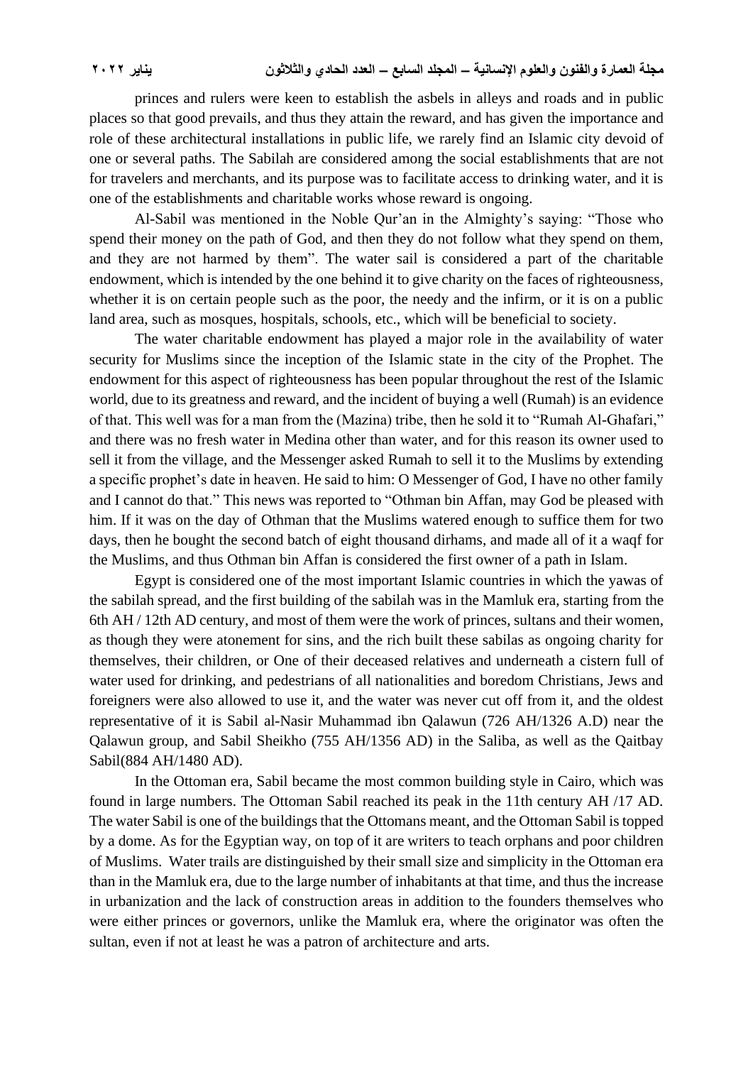princes and rulers were keen to establish the asbels in alleys and roads and in public places so that good prevails, and thus they attain the reward, and has given the importance and role of these architectural installations in public life, we rarely find an Islamic city devoid of one or several paths. The Sabilah are considered among the social establishments that are not for travelers and merchants, and its purpose was to facilitate access to drinking water, and it is one of the establishments and charitable works whose reward is ongoing.

Al-Sabil was mentioned in the Noble Qur'an in the Almighty's saying: "Those who spend their money on the path of God, and then they do not follow what they spend on them, and they are not harmed by them". The water sail is considered a part of the charitable endowment, which is intended by the one behind it to give charity on the faces of righteousness, whether it is on certain people such as the poor, the needy and the infirm, or it is on a public land area, such as mosques, hospitals, schools, etc., which will be beneficial to society.

The water charitable endowment has played a major role in the availability of water security for Muslims since the inception of the Islamic state in the city of the Prophet. The endowment for this aspect of righteousness has been popular throughout the rest of the Islamic world, due to its greatness and reward, and the incident of buying a well (Rumah) is an evidence of that. This well was for a man from the (Mazina) tribe, then he sold it to "Rumah Al-Ghafari," and there was no fresh water in Medina other than water, and for this reason its owner used to sell it from the village, and the Messenger asked Rumah to sell it to the Muslims by extending a specific prophet's date in heaven. He said to him: O Messenger of God, I have no other family and I cannot do that." This news was reported to "Othman bin Affan, may God be pleased with him. If it was on the day of Othman that the Muslims watered enough to suffice them for two days, then he bought the second batch of eight thousand dirhams, and made all of it a waqf for the Muslims, and thus Othman bin Affan is considered the first owner of a path in Islam.

Egypt is considered one of the most important Islamic countries in which the yawas of the sabilah spread, and the first building of the sabilah was in the Mamluk era, starting from the 6th AH / 12th AD century, and most of them were the work of princes, sultans and their women, as though they were atonement for sins, and the rich built these sabilas as ongoing charity for themselves, their children, or One of their deceased relatives and underneath a cistern full of water used for drinking, and pedestrians of all nationalities and boredom Christians, Jews and foreigners were also allowed to use it, and the water was never cut off from it, and the oldest representative of it is Sabil al-Nasir Muhammad ibn Qalawun (726 AH/1326 A.D) near the Qalawun group, and Sabil Sheikho (755 AH/1356 AD) in the Saliba, as well as the Qaitbay Sabil(884 AH/1480 AD).

In the Ottoman era, Sabil became the most common building style in Cairo, which was found in large numbers. The Ottoman Sabil reached its peak in the 11th century AH /17 AD. The water Sabil is one of the buildings that the Ottomans meant, and the Ottoman Sabil is topped by a dome. As for the Egyptian way, on top of it are writers to teach orphans and poor children of Muslims. Water trails are distinguished by their small size and simplicity in the Ottoman era than in the Mamluk era, due to the large number of inhabitants at that time, and thus the increase in urbanization and the lack of construction areas in addition to the founders themselves who were either princes or governors, unlike the Mamluk era, where the originator was often the sultan, even if not at least he was a patron of architecture and arts.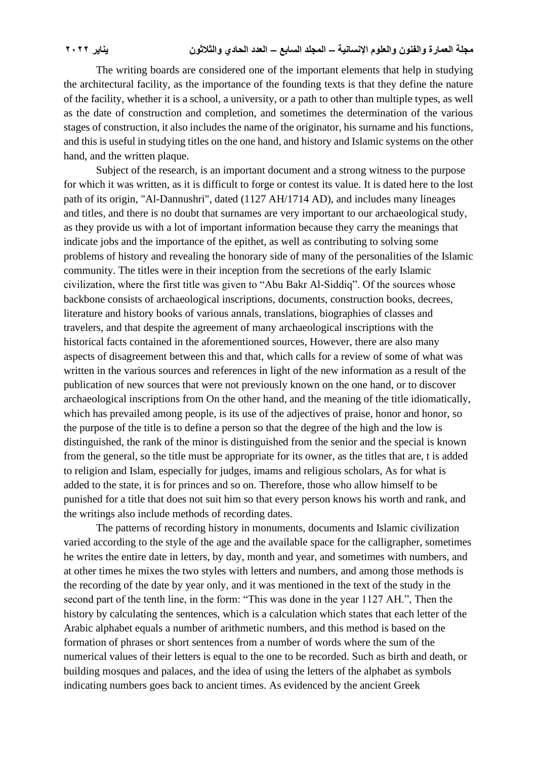The writing boards are considered one of the important elements that help in studying the architectural facility, as the importance of the founding texts is that they define the nature of the facility, whether it is a school, a university, or a path to other than multiple types, as well as the date of construction and completion, and sometimes the determination of the various stages of construction, it also includes the name of the originator, his surname and his functions, and this is useful in studying titles on the one hand, and history and Islamic systems on the other hand, and the written plaque.

Subject of the research, is an important document and a strong witness to the purpose for which it was written, as it is difficult to forge or contest its value. It is dated here to the lost path of its origin, "Al-Dannushri", dated (1127 AH/1714 AD), and includes many lineages and titles, and there is no doubt that surnames are very important to our archaeological study, as they provide us with a lot of important information because they carry the meanings that indicate jobs and the importance of the epithet, as well as contributing to solving some problems of history and revealing the honorary side of many of the personalities of the Islamic community. The titles were in their inception from the secretions of the early Islamic civilization, where the first title was given to "Abu Bakr Al-Siddiq". Of the sources whose backbone consists of archaeological inscriptions, documents, construction books, decrees, literature and history books of various annals, translations, biographies of classes and travelers, and that despite the agreement of many archaeological inscriptions with the historical facts contained in the aforementioned sources, However, there are also many aspects of disagreement between this and that, which calls for a review of some of what was written in the various sources and references in light of the new information as a result of the publication of new sources that were not previously known on the one hand, or to discover archaeological inscriptions from On the other hand, and the meaning of the title idiomatically, which has prevailed among people, is its use of the adjectives of praise, honor and honor, so the purpose of the title is to define a person so that the degree of the high and the low is distinguished, the rank of the minor is distinguished from the senior and the special is known from the general, so the title must be appropriate for its owner, as the titles that are, t is added to religion and Islam, especially for judges, imams and religious scholars, As for what is added to the state, it is for princes and so on. Therefore, those who allow himself to be punished for a title that does not suit him so that every person knows his worth and rank, and the writings also include methods of recording dates.

The patterns of recording history in monuments, documents and Islamic civilization varied according to the style of the age and the available space for the calligrapher, sometimes he writes the entire date in letters, by day, month and year, and sometimes with numbers, and at other times he mixes the two styles with letters and numbers, and among those methods is the recording of the date by year only, and it was mentioned in the text of the study in the second part of the tenth line, in the form: "This was done in the year 1127 AH.", Then the history by calculating the sentences, which is a calculation which states that each letter of the Arabic alphabet equals a number of arithmetic numbers, and this method is based on the formation of phrases or short sentences from a number of words where the sum of the numerical values of their letters is equal to the one to be recorded. Such as birth and death, or building mosques and palaces, and the idea of using the letters of the alphabet as symbols indicating numbers goes back to ancient times. As evidenced by the ancient Greek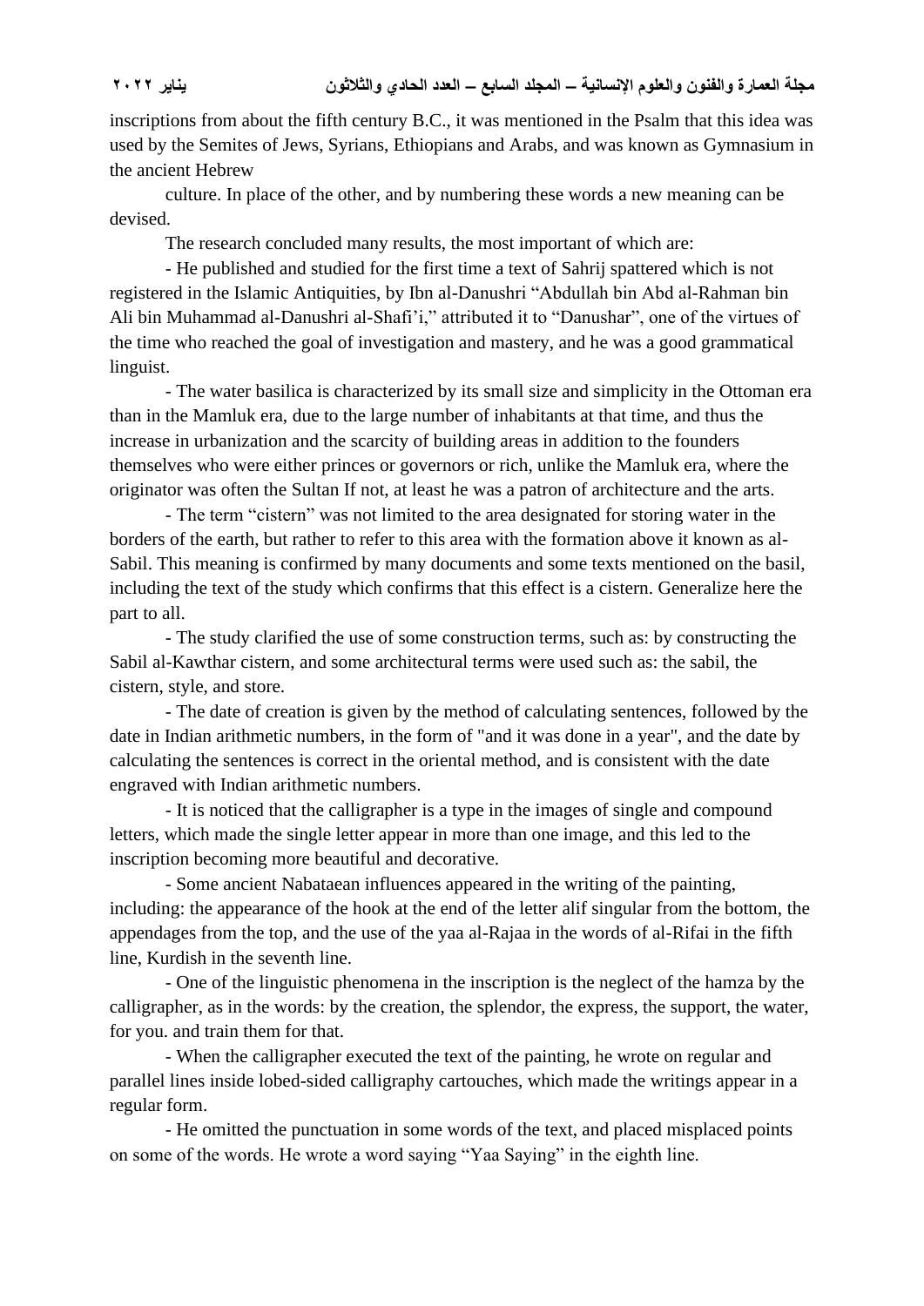inscriptions from about the fifth century B.C., it was mentioned in the Psalm that this idea was used by the Semites of Jews, Syrians, Ethiopians and Arabs, and was known as Gymnasium in the ancient Hebrew

culture. In place of the other, and by numbering these words a new meaning can be devised.

The research concluded many results, the most important of which are:

- He published and studied for the first time a text of Sahrij spattered which is not registered in the Islamic Antiquities, by Ibn al-Danushri "Abdullah bin Abd al-Rahman bin Ali bin Muhammad al-Danushri al-Shafi'i," attributed it to "Danushar", one of the virtues of the time who reached the goal of investigation and mastery, and he was a good grammatical linguist.

- The water basilica is characterized by its small size and simplicity in the Ottoman era than in the Mamluk era, due to the large number of inhabitants at that time, and thus the increase in urbanization and the scarcity of building areas in addition to the founders themselves who were either princes or governors or rich, unlike the Mamluk era, where the originator was often the Sultan If not, at least he was a patron of architecture and the arts.

- The term "cistern" was not limited to the area designated for storing water in the borders of the earth, but rather to refer to this area with the formation above it known as al-Sabil. This meaning is confirmed by many documents and some texts mentioned on the basil, including the text of the study which confirms that this effect is a cistern. Generalize here the part to all.

- The study clarified the use of some construction terms, such as: by constructing the Sabil al-Kawthar cistern, and some architectural terms were used such as: the sabil, the cistern, style, and store.

- The date of creation is given by the method of calculating sentences, followed by the date in Indian arithmetic numbers, in the form of "and it was done in a year", and the date by calculating the sentences is correct in the oriental method, and is consistent with the date engraved with Indian arithmetic numbers.

- It is noticed that the calligrapher is a type in the images of single and compound letters, which made the single letter appear in more than one image, and this led to the inscription becoming more beautiful and decorative.

- Some ancient Nabataean influences appeared in the writing of the painting, including: the appearance of the hook at the end of the letter alif singular from the bottom, the appendages from the top, and the use of the yaa al-Rajaa in the words of al-Rifai in the fifth line, Kurdish in the seventh line.

- One of the linguistic phenomena in the inscription is the neglect of the hamza by the calligrapher, as in the words: by the creation, the splendor, the express, the support, the water, for you. and train them for that.

- When the calligrapher executed the text of the painting, he wrote on regular and parallel lines inside lobed-sided calligraphy cartouches, which made the writings appear in a regular form.

- He omitted the punctuation in some words of the text, and placed misplaced points on some of the words. He wrote a word saying "Yaa Saying" in the eighth line.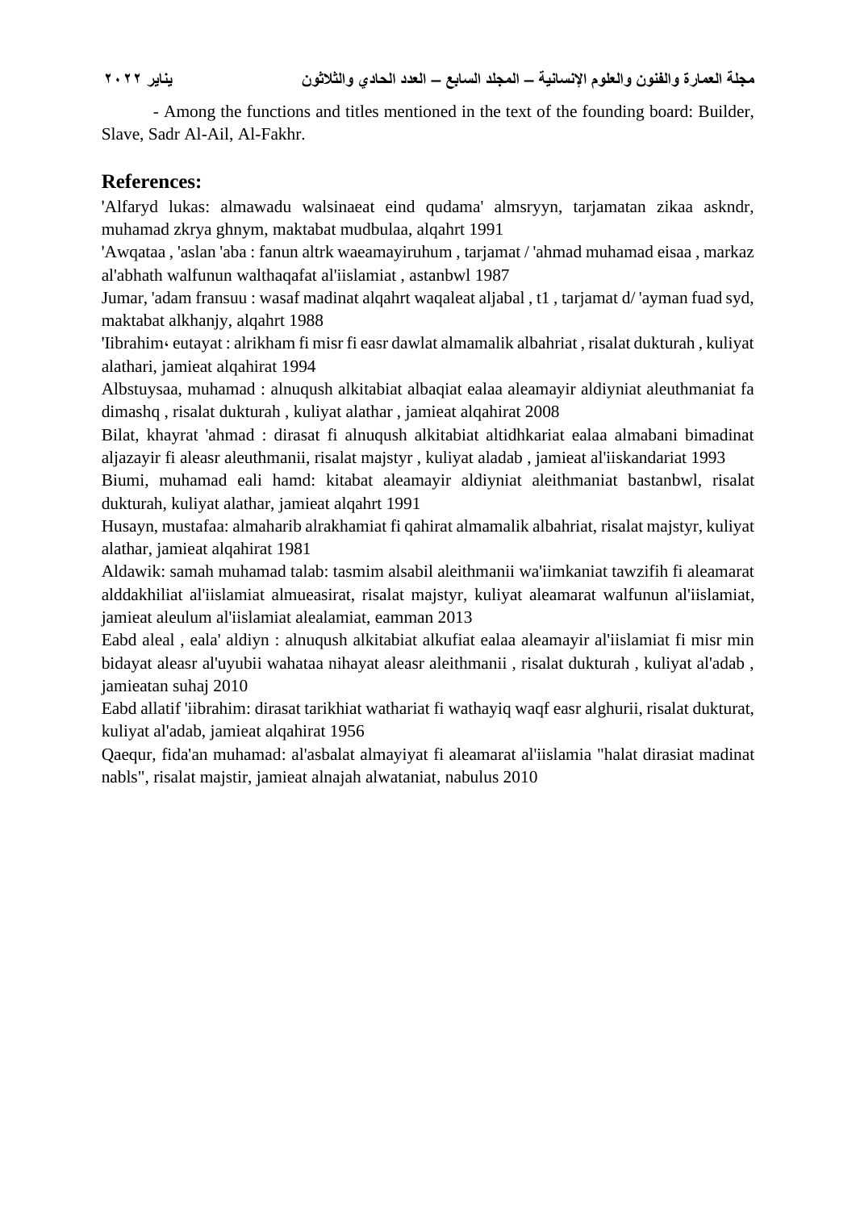- Among the functions and titles mentioned in the text of the founding board: Builder, Slave, Sadr Al-Ail, Al-Fakhr.

## References:

'Alfaryd lukas: almawadu walsinaeat eind qudama' almsryyn, tarjamatan zikaa askndr, muhamad zkrya ghnym, maktabat mudbulaa, alqahrt 1991

'Awqataa , 'aslan 'aba : fanun altrk waeamayiruhum , tarjamat / 'ahmad muhamad eisaa , markaz al'abhath walfunun walthaqafat al'iislamiat , astanbwl 1987

Jumar, 'adam fransuu : wasaf madinat alqahrt waqaleat aljabal , t1 , tarjamat d/ 'ayman fuad syd, maktabat alkhanjy, alqahrt 1988

'Iibrahim، eutayat : alrikham fi misr fi easr dawlat almamalik albahriat , risalat dukturah , kuliyat alathari, jamieat alqahirat 1994

Albstuysaa, muhamad : alnuqush alkitabiat albaqiat ealaa aleamayir aldiyniat aleuthmaniat fa dimashq , risalat dukturah , kuliyat alathar , jamieat alqahirat 2008

Bilat, khayrat 'ahmad : dirasat fi alnuqush alkitabiat altidhkariat ealaa almabani bimadinat aljazayir fi aleasr aleuthmanii, risalat majstyr , kuliyat aladab , jamieat al'iiskandariat 1993

Biumi, muhamad eali hamd: kitabat aleamayir aldiyniat aleithmaniat bastanbwl, risalat dukturah, kuliyat alathar, jamieat alqahrt 1991

Husayn, mustafaa: almaharib alrakhamiat fi qahirat almamalik albahriat, risalat majstyr, kuliyat alathar, jamieat alqahirat 1981

Aldawik: samah muhamad talab: tasmim alsabil aleithmanii wa'iimkaniat tawzifih fi aleamarat alddakhiliat al'iislamiat almueasirat, risalat majstyr, kuliyat aleamarat walfunun al'iislamiat, jamieat aleulum al'iislamiat alealamiat, eamman 2013

Eabd aleal , eala' aldiyn : alnuqush alkitabiat alkufiat ealaa aleamayir al'iislamiat fi misr min bidayat aleasr al'uyubii wahataa nihayat aleasr aleithmanii , risalat dukturah , kuliyat al'adab , jamieatan suhaj 2010

Eabd allatif 'iibrahim: dirasat tarikhiat wathariat fi wathayiq waqf easr alghurii, risalat dukturat, kuliyat al'adab, jamieat alqahirat 1956

Qaequr, fida'an muhamad: al'asbalat almayiyat fi aleamarat al'iislamia "halat dirasiat madinat nabls", risalat majstir, jamieat alnajah alwataniat, nabulus 2010